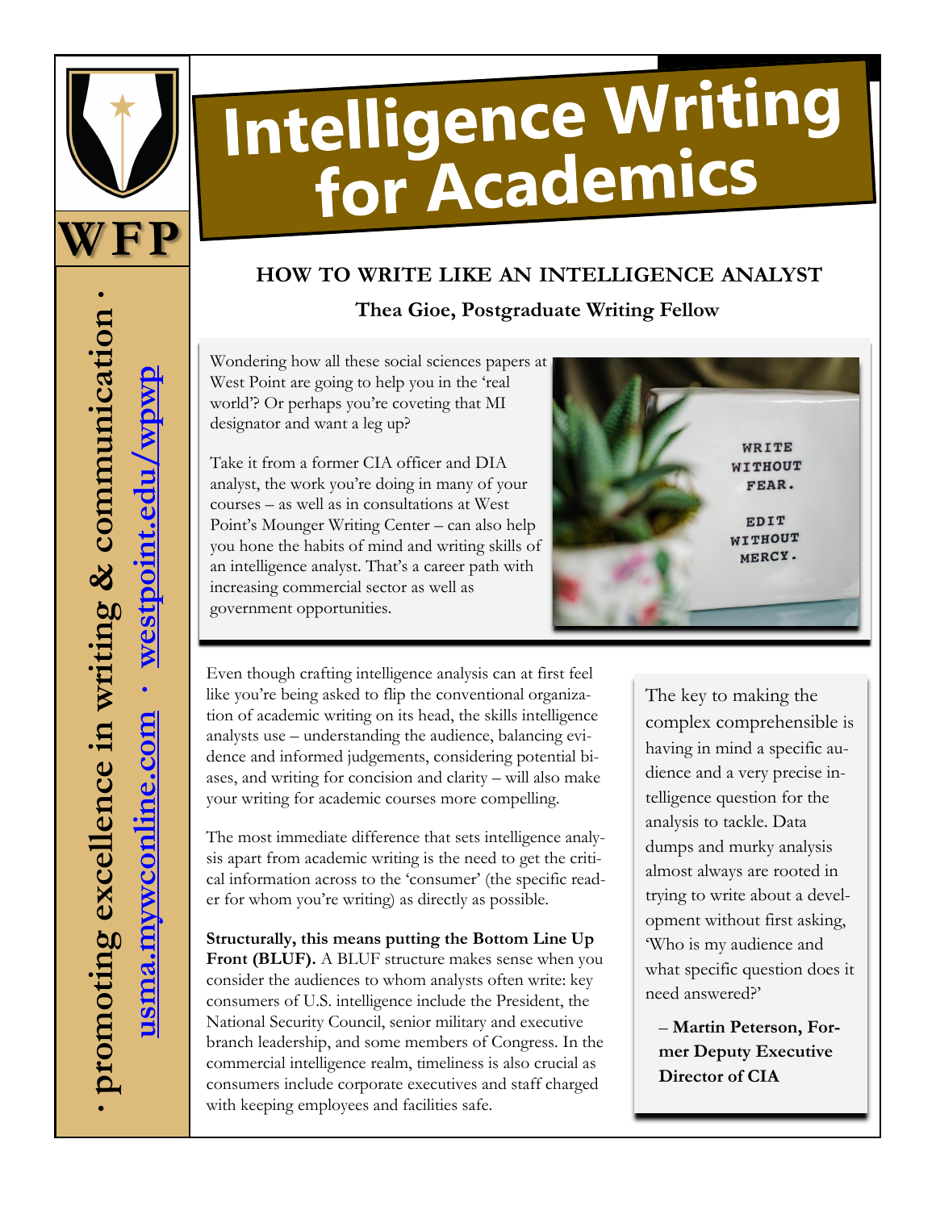WFP

· promoting excellence in writing & communication · usma.mywconline.com · westpoint.edu/wpwp

# Intelligence Writing for Academics

## HOW TO WRITE LIKE AN INTELLIGENCE ANALYST

**Thea Gioe, Postgraduate Writing Fellow**

Wondering how all these social sciences papers at West Point are going to help you in the 'real world'? Or perhaps you're coveting that MI designator and want a leg up?

Take it from a former CIA officer and DIA analyst, the work you're doing in many of your courses – as well as in consultations at West Point's Mounger Writing Center – can also help you hone the habits of mind and writing skills of an intelligence analyst. That's a career path with increasing commercial sector as well as government opportunities.

Even though crafting intelligence analysis can at first feel like you're being asked to flip the conventional organization of academic writing on its head, the skills intelligence analysts use – understanding the audience, balancing evidence and informed judgements, considering potential biases, and writing for concision and clarity – will also make your writing for academic courses more compelling.

The most immediate difference that sets intelligence analysis apart from academic writing is the need to get the critical information across to the 'consumer' (the specific reader for whom you're writing) as directly as possible.

**Structurally, this means putting the Bottom Line Up Front (BLUF).** A BLUF structure makes sense when you consider the audiences to whom analysts often write: key consumers of U.S. intelligence include the President, the National Security Council, senior military and executive branch leadership, and some members of Congress. In the commercial intelligence realm, timeliness is also crucial as consumers include corporate executives and staff charged with keeping employees and facilities safe.

> The key to making the complex comprehensible is having in mind a specific audience and a very precise intelligence question for the analysis to tackle. Data dumps and murky analysis almost always are rooted in trying to write about a development without first asking, 'Who is my audience and what specific question does it need answered?'
>
> – **Martin Peterson, Former Deputy Executive Director of CIA**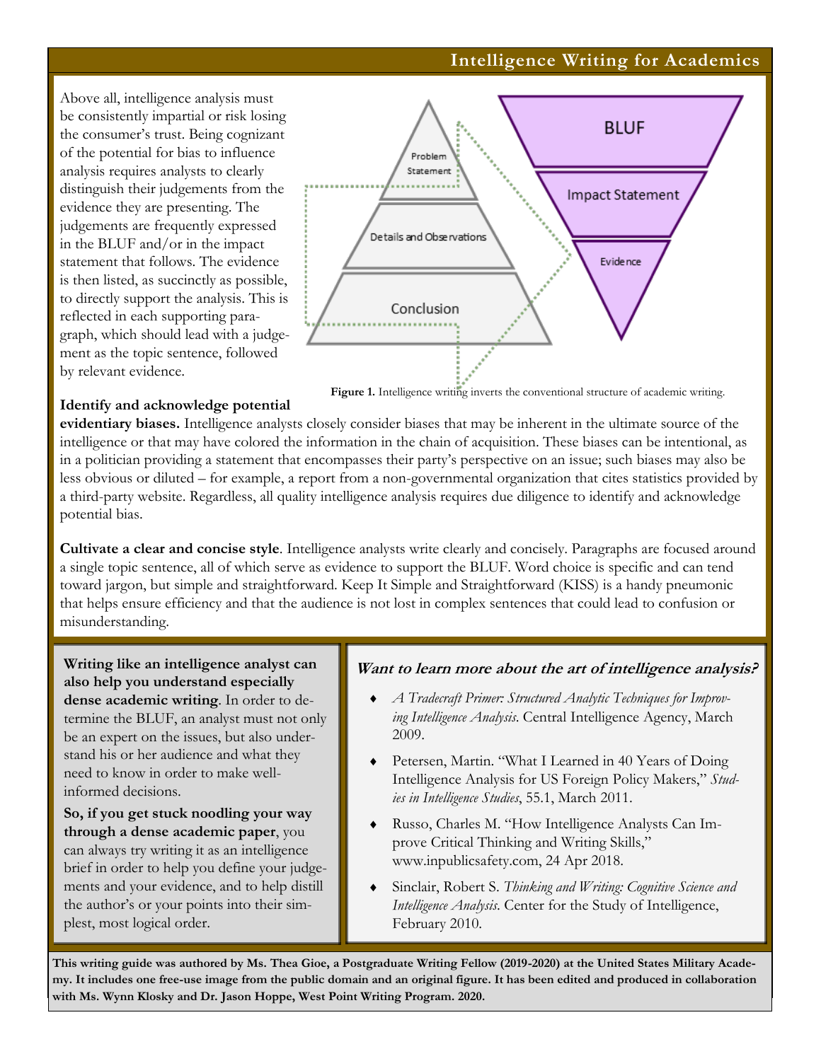Above all, intelligence analysis must be consistently impartial or risk losing the consumer's trust. Being cognizant of the potential for bias to influence analysis requires analysts to clearly distinguish their judgements from the evidence they are presenting. The judgements are frequently expressed in the BLUF and/or in the impact statement that follows. The evidence is then listed, as succinctly as possible, to directly support the analysis. This is reflected in each supporting paragraph, which should lead with a judgement as the topic sentence, followed by relevant evidence.

Problem Statement

Details and Observations

Conclusion

BLUF

Impact Statement

Evidence

**Figure 1.** Intelligence writing inverts the conventional structure of academic writing.

**Identify and acknowledge potential evidentiary biases.** Intelligence analysts closely consider biases that may be inherent in the ultimate source of the intelligence or that may have colored the information in the chain of acquisition. These biases can be intentional, as in a politician providing a statement that encompasses their party's perspective on an issue; such biases may also be less obvious or diluted – for example, a report from a non-governmental organization that cites statistics provided by a third-party website. Regardless, all quality intelligence analysis requires due diligence to identify and acknowledge potential bias.

**Cultivate a clear and concise style**. Intelligence analysts write clearly and concisely. Paragraphs are focused around a single topic sentence, all of which serve as evidence to support the BLUF. Word choice is specific and can tend toward jargon, but simple and straightforward. Keep It Simple and Straightforward (KISS) is a handy pneumonic that helps ensure efficiency and that the audience is not lost in complex sentences that could lead to confusion or misunderstanding.

**Writing like an intelligence analyst can also help you understand especially dense academic writing**. In order to determine the BLUF, an analyst must not only be an expert on the issues, but also understand his or her audience and what they need to know in order to make well-informed decisions.

**So, if you get stuck noodling your way through a dense academic paper**, you can always try writing it as an intelligence brief in order to help you define your judgements and your evidence, and to help distill the author's or your points into their simplest, most logical order.

### *Want to learn more about the art of intelligence analysis?*

- *A Tradecraft Primer: Structured Analytic Techniques for Improving Intelligence Analysis*. Central Intelligence Agency, March 2009.
- Petersen, Martin. "What I Learned in 40 Years of Doing Intelligence Analysis for US Foreign Policy Makers," *Studies in Intelligence Studies*, 55.1, March 2011.
- Russo, Charles M. "How Intelligence Analysts Can Improve Critical Thinking and Writing Skills," www.inpublicsafety.com, 24 Apr 2018.
- Sinclair, Robert S. *Thinking and Writing: Cognitive Science and Intelligence Analysis*. Center for the Study of Intelligence, February 2010.

**This writing guide was authored by Ms. Thea Gioe, a Postgraduate Writing Fellow (2019-2020) at the United States Military Academy. It includes one free-use image from the public domain and an original figure. It has been edited and produced in collaboration with Ms. Wynn Klosky and Dr. Jason Hoppe, West Point Writing Program. 2020.**